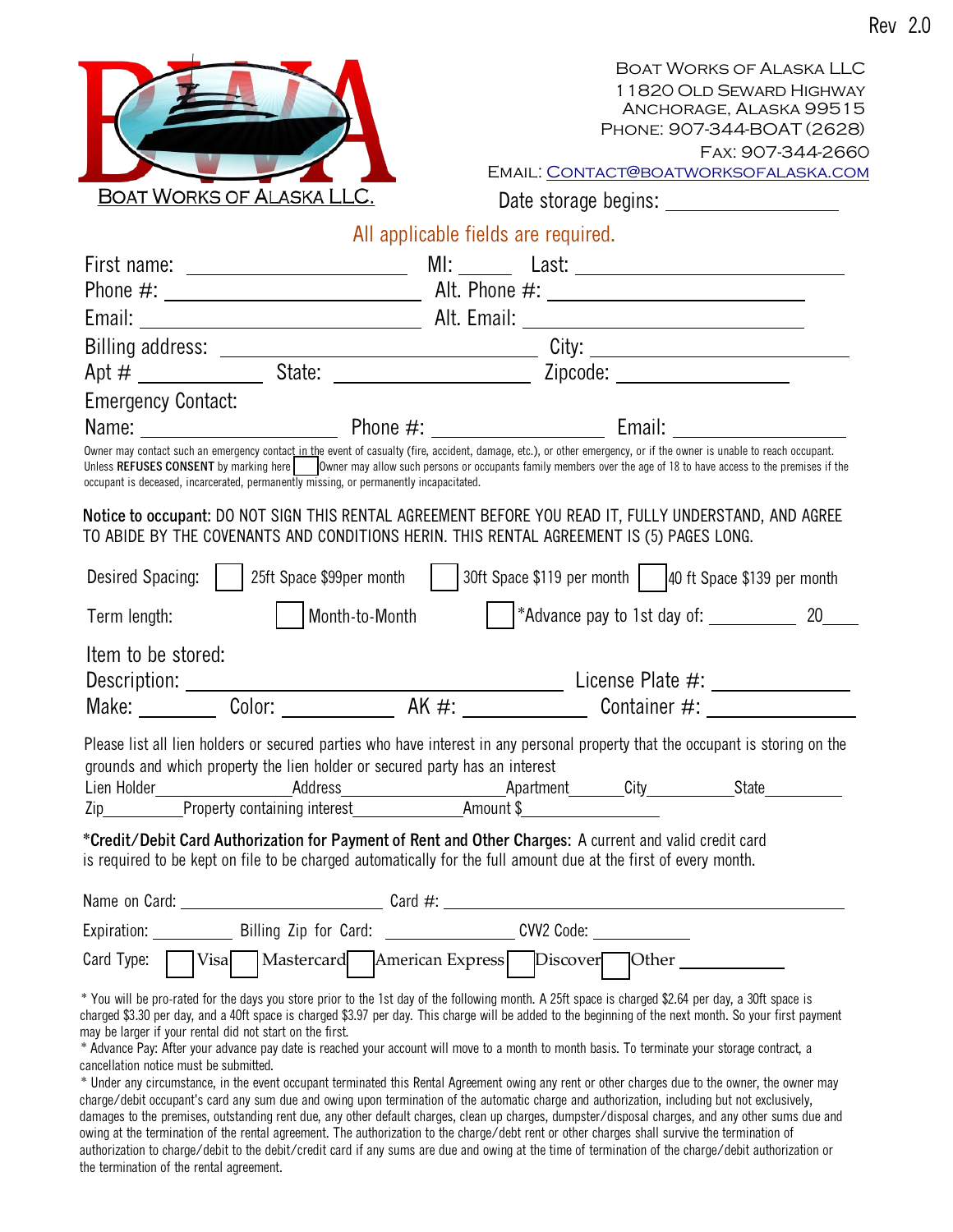Rev 2.0

BOAT WORKS OF ALASKA LLC.

BOAT WORKS OF ALASKA LLC
11820 OLD SEWARD HIGHWAY
ANCHORAGE, ALASKA 99515
PHONE: 907-344-BOAT (2628)
FAX: 907-344-2660
EMAIL: CONTACT@BOATWORKSOFALASKA.COM

Date storage begins: ________________

All applicable fields are required.

First name: ____________________ MI: _____ Last: ____________________

Phone #: ____________________ Alt. Phone #: ____________________

Email: ____________________ Alt. Email: ____________________

Billing address: ____________________ City: ____________________

Apt # __________ State: ______________ Zipcode: ______________

Emergency Contact:

Name: ______________ Phone #: ______________ Email: ______________

Owner may contact such an emergency contact in the event of casualty (fire, accident, damage, etc.), or other emergency, or if the owner is unable to reach occupant. Unless **REFUSES CONSENT** by marking here ☐ Owner may allow such persons or occupants family members over the age of 18 to have access to the premises if the occupant is deceased, incarcerated, permanently missing, or permanently incapacitated.

**Notice to occupant:** DO NOT SIGN THIS RENTAL AGREEMENT BEFORE YOU READ IT, FULLY UNDERSTAND, AND AGREE TO ABIDE BY THE COVENANTS AND CONDITIONS HERIN. THIS RENTAL AGREEMENT IS (5) PAGES LONG.

Desired Spacing: ☐ 25ft Space $99per month ☐ 30ft Space $119 per month ☐ 40 ft Space $139 per month

Term length: ☐ Month-to-Month ☐ *Advance pay to 1st day of: __________ 20____

Item to be stored:

Description: ____________________ License Plate #: ______________

Make: ________ Color: ____________ AK #: ____________ Container #: ______________

Please list all lien holders or secured parties who have interest in any personal property that the occupant is storing on the grounds and which property the lien holder or secured party has an interest

Lien Holder______________Address______________Apartment______City__________State__________

Zip__________Property containing interest______________Amount $______________

**\*Credit/Debit Card Authorization for Payment of Rent and Other Charges:** A current and valid credit card is required to be kept on file to be charged automatically for the full amount due at the first of every month.

Name on Card: ____________________ Card #: ________________________________

Expiration: __________ Billing Zip for Card: ______________ CVV2 Code: ____________

Card Type: ☐ Visa ☐ Mastercard ☐ American Express ☐ Discover ☐ Other ____________

\* You will be pro-rated for the days you store prior to the 1st day of the following month. A 25ft space is charged $2.64 per day, a 30ft space is charged $3.30 per day, and a 40ft space is charged $3.97 per day. This charge will be added to the beginning of the next month. So your first payment may be larger if your rental did not start on the first.

\* Advance Pay: After your advance pay date is reached your account will move to a month to month basis. To terminate your storage contract, a cancellation notice must be submitted.

\* Under any circumstance, in the event occupant terminated this Rental Agreement owing any rent or other charges due to the owner, the owner may charge/debit occupant's card any sum due and owing upon termination of the automatic charge and authorization, including but not exclusively, damages to the premises, outstanding rent due, any other default charges, clean up charges, dumpster/disposal charges, and any other sums due and owing at the termination of the rental agreement. The authorization to the charge/debt rent or other charges shall survive the termination of authorization to charge/debit to the debit/credit card if any sums are due and owing at the time of termination of the charge/debit authorization or the termination of the rental agreement.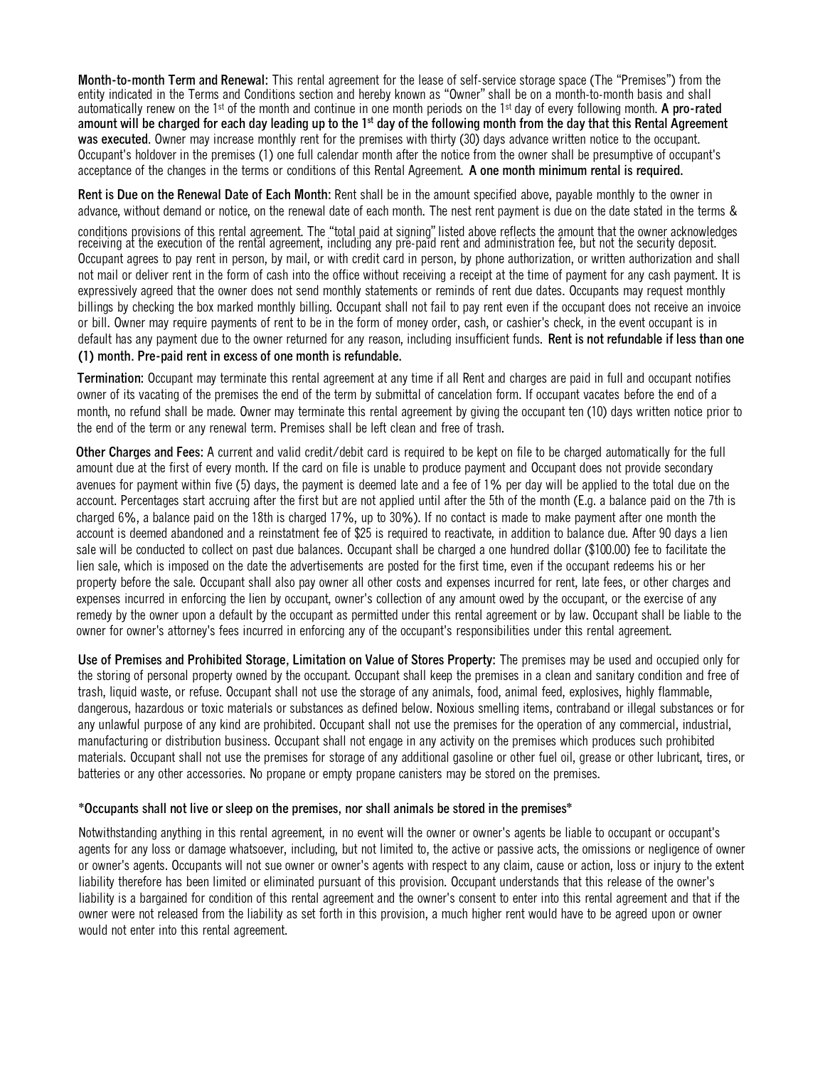**Month-to-month Term and Renewal:** This rental agreement for the lease of self-service storage space (The "Premises") from the entity indicated in the Terms and Conditions section and hereby known as "Owner" shall be on a month-to-month basis and shall automatically renew on the 1st of the month and continue in one month periods on the 1st day of every following month. **A pro-rated amount will be charged for each day leading up to the 1st day of the following month from the day that this Rental Agreement was executed**. Owner may increase monthly rent for the premises with thirty (30) days advance written notice to the occupant. Occupant's holdover in the premises (1) one full calendar month after the notice from the owner shall be presumptive of occupant's acceptance of the changes in the terms or conditions of this Rental Agreement. **A one month minimum rental is required.**

**Rent is Due on the Renewal Date of Each Month:** Rent shall be in the amount specified above, payable monthly to the owner in advance, without demand or notice, on the renewal date of each month. The nest rent payment is due on the date stated in the terms & conditions provisions of this rental agreement. The "total paid at signing" listed above reflects the amount that the owner acknowledges receiving at the execution of the rental agreement, including any pre-paid rent and administration fee, but not the security deposit. Occupant agrees to pay rent in person, by mail, or with credit card in person, by phone authorization, or written authorization and shall not mail or deliver rent in the form of cash into the office without receiving a receipt at the time of payment for any cash payment. It is expressively agreed that the owner does not send monthly statements or reminds of rent due dates. Occupants may request monthly billings by checking the box marked monthly billing. Occupant shall not fail to pay rent even if the occupant does not receive an invoice or bill. Owner may require payments of rent to be in the form of money order, cash, or cashier's check, in the event occupant is in default has any payment due to the owner returned for any reason, including insufficient funds. **Rent is not refundable if less than one (1) month. Pre-paid rent in excess of one month is refundable.**

**Termination:** Occupant may terminate this rental agreement at any time if all Rent and charges are paid in full and occupant notifies owner of its vacating of the premises the end of the term by submittal of cancelation form. If occupant vacates before the end of a month, no refund shall be made. Owner may terminate this rental agreement by giving the occupant ten (10) days written notice prior to the end of the term or any renewal term. Premises shall be left clean and free of trash.

**Other Charges and Fees:** A current and valid credit/debit card is required to be kept on file to be charged automatically for the full amount due at the first of every month. If the card on file is unable to produce payment and Occupant does not provide secondary avenues for payment within five (5) days, the payment is deemed late and a fee of 1% per day will be applied to the total due on the account. Percentages start accruing after the first but are not applied until after the 5th of the month (E.g. a balance paid on the 7th is charged 6%, a balance paid on the 18th is charged 17%, up to 30%). If no contact is made to make payment after one month the account is deemed abandoned and a reinstatment fee of $25 is required to reactivate, in addition to balance due. After 90 days a lien sale will be conducted to collect on past due balances. Occupant shall be charged a one hundred dollar ($100.00) fee to facilitate the lien sale, which is imposed on the date the advertisements are posted for the first time, even if the occupant redeems his or her property before the sale. Occupant shall also pay owner all other costs and expenses incurred for rent, late fees, or other charges and expenses incurred in enforcing the lien by occupant, owner's collection of any amount owed by the occupant, or the exercise of any remedy by the owner upon a default by the occupant as permitted under this rental agreement or by law. Occupant shall be liable to the owner for owner's attorney's fees incurred in enforcing any of the occupant's responsibilities under this rental agreement.

**Use of Premises and Prohibited Storage, Limitation on Value of Stores Property:** The premises may be used and occupied only for the storing of personal property owned by the occupant. Occupant shall keep the premises in a clean and sanitary condition and free of trash, liquid waste, or refuse. Occupant shall not use the storage of any animals, food, animal feed, explosives, highly flammable, dangerous, hazardous or toxic materials or substances as defined below. Noxious smelling items, contraband or illegal substances or for any unlawful purpose of any kind are prohibited. Occupant shall not use the premises for the operation of any commercial, industrial, manufacturing or distribution business. Occupant shall not engage in any activity on the premises which produces such prohibited materials. Occupant shall not use the premises for storage of any additional gasoline or other fuel oil, grease or other lubricant, tires, or batteries or any other accessories. No propane or empty propane canisters may be stored on the premises.

**\*Occupants shall not live or sleep on the premises, nor shall animals be stored in the premises\***

Notwithstanding anything in this rental agreement, in no event will the owner or owner's agents be liable to occupant or occupant's agents for any loss or damage whatsoever, including, but not limited to, the active or passive acts, the omissions or negligence of owner or owner's agents. Occupants will not sue owner or owner's agents with respect to any claim, cause or action, loss or injury to the extent liability therefore has been limited or eliminated pursuant of this provision. Occupant understands that this release of the owner's liability is a bargained for condition of this rental agreement and the owner's consent to enter into this rental agreement and that if the owner were not released from the liability as set forth in this provision, a much higher rent would have to be agreed upon or owner would not enter into this rental agreement.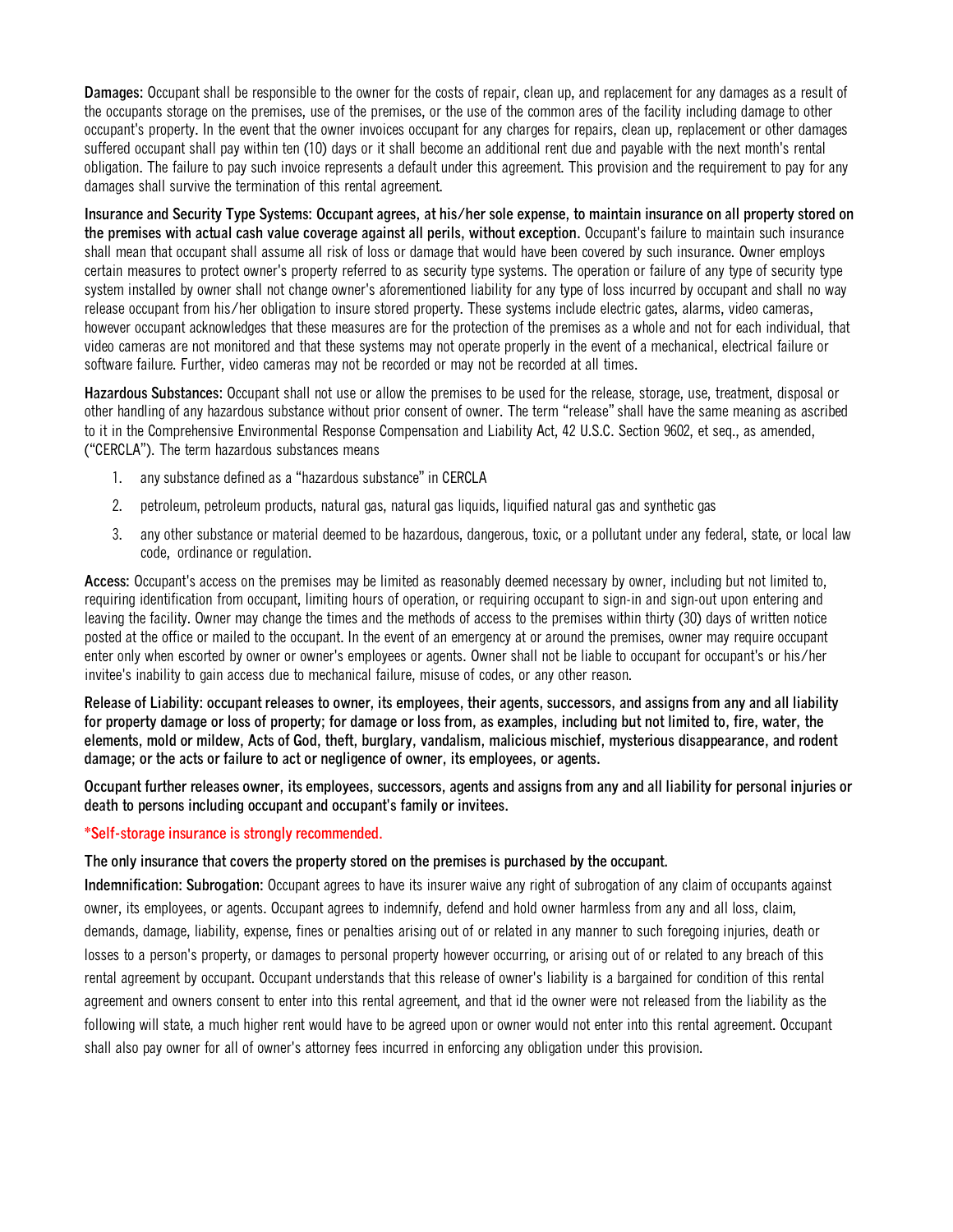**Damages:** Occupant shall be responsible to the owner for the costs of repair, clean up, and replacement for any damages as a result of the occupants storage on the premises, use of the premises, or the use of the common ares of the facility including damage to other occupant's property. In the event that the owner invoices occupant for any charges for repairs, clean up, replacement or other damages suffered occupant shall pay within ten (10) days or it shall become an additional rent due and payable with the next month's rental obligation. The failure to pay such invoice represents a default under this agreement. This provision and the requirement to pay for any damages shall survive the termination of this rental agreement.

**Insurance and Security Type Systems: Occupant agrees, at his/her sole expense, to maintain insurance on all property stored on the premises with actual cash value coverage against all perils, without exception.** Occupant's failure to maintain such insurance shall mean that occupant shall assume all risk of loss or damage that would have been covered by such insurance. Owner employs certain measures to protect owner's property referred to as security type systems. The operation or failure of any type of security type system installed by owner shall not change owner's aforementioned liability for any type of loss incurred by occupant and shall no way release occupant from his/her obligation to insure stored property. These systems include electric gates, alarms, video cameras, however occupant acknowledges that these measures are for the protection of the premises as a whole and not for each individual, that video cameras are not monitored and that these systems may not operate properly in the event of a mechanical, electrical failure or software failure. Further, video cameras may not be recorded or may not be recorded at all times.

**Hazardous Substances:** Occupant shall not use or allow the premises to be used for the release, storage, use, treatment, disposal or other handling of any hazardous substance without prior consent of owner. The term "release" shall have the same meaning as ascribed to it in the Comprehensive Environmental Response Compensation and Liability Act, 42 U.S.C. Section 9602, et seq., as amended, ("CERCLA"). The term hazardous substances means

1. any substance defined as a "hazardous substance" in CERCLA
2. petroleum, petroleum products, natural gas, natural gas liquids, liquified natural gas and synthetic gas
3. any other substance or material deemed to be hazardous, dangerous, toxic, or a pollutant under any federal, state, or local law code, ordinance or regulation.

**Access:** Occupant's access on the premises may be limited as reasonably deemed necessary by owner, including but not limited to, requiring identification from occupant, limiting hours of operation, or requiring occupant to sign-in and sign-out upon entering and leaving the facility. Owner may change the times and the methods of access to the premises within thirty (30) days of written notice posted at the office or mailed to the occupant. In the event of an emergency at or around the premises, owner may require occupant enter only when escorted by owner or owner's employees or agents. Owner shall not be liable to occupant for occupant's or his/her invitee's inability to gain access due to mechanical failure, misuse of codes, or any other reason.

**Release of Liability: occupant releases to owner, its employees, their agents, successors, and assigns from any and all liability for property damage or loss of property; for damage or loss from, as examples, including but not limited to, fire, water, the elements, mold or mildew, Acts of God, theft, burglary, vandalism, malicious mischief, mysterious disappearance, and rodent damage; or the acts or failure to act or negligence of owner, its employees, or agents.**

**Occupant further releases owner, its employees, successors, agents and assigns from any and all liability for personal injuries or death to persons including occupant and occupant's family or invitees.**

**\*Self-storage insurance is strongly recommended.**

**The only insurance that covers the property stored on the premises is purchased by the occupant.**

**Indemnification: Subrogation:** Occupant agrees to have its insurer waive any right of subrogation of any claim of occupants against owner, its employees, or agents. Occupant agrees to indemnify, defend and hold owner harmless from any and all loss, claim, demands, damage, liability, expense, fines or penalties arising out of or related in any manner to such foregoing injuries, death or losses to a person's property, or damages to personal property however occurring, or arising out of or related to any breach of this rental agreement by occupant. Occupant understands that this release of owner's liability is a bargained for condition of this rental agreement and owners consent to enter into this rental agreement, and that id the owner were not released from the liability as the following will state, a much higher rent would have to be agreed upon or owner would not enter into this rental agreement. Occupant shall also pay owner for all of owner's attorney fees incurred in enforcing any obligation under this provision.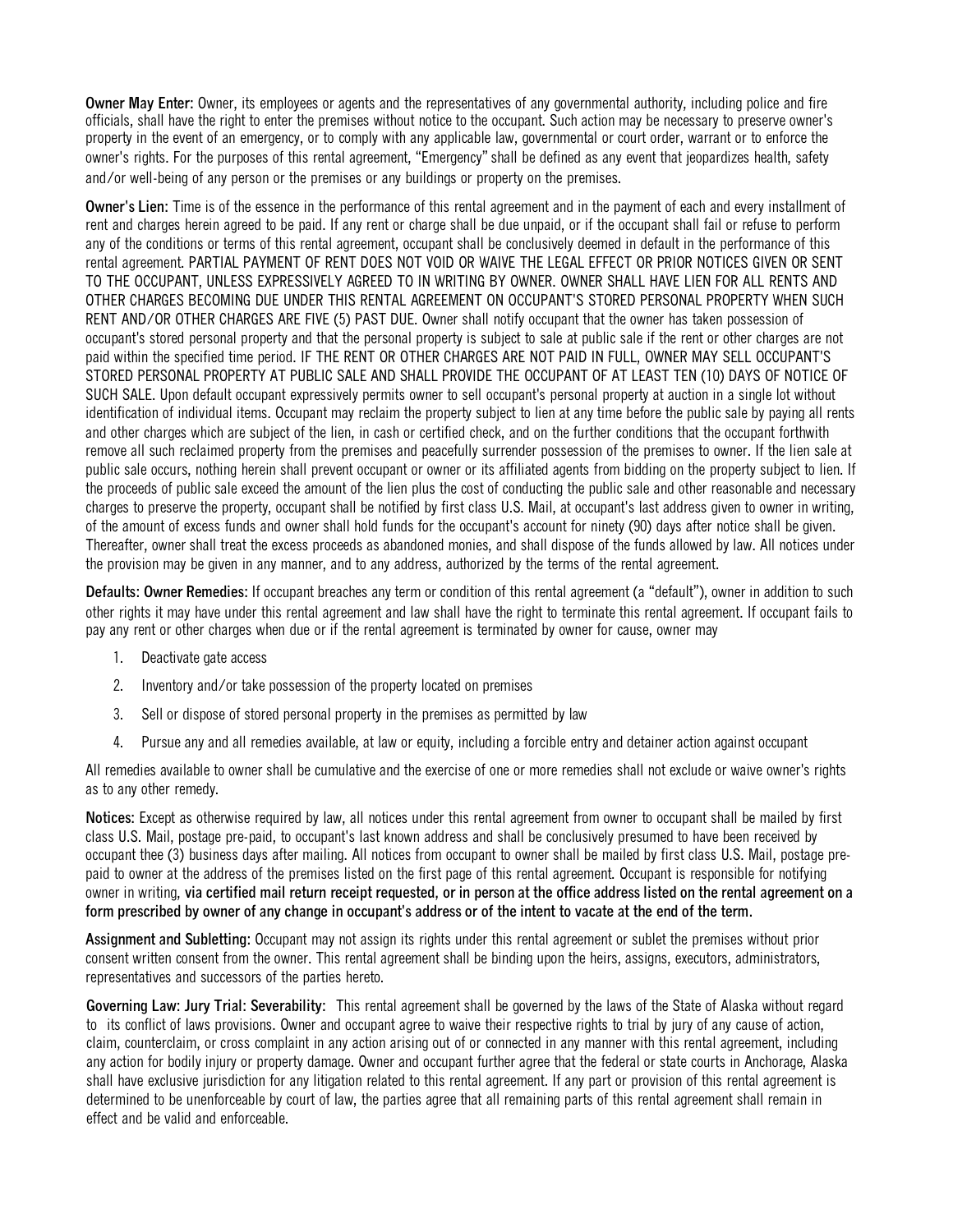**Owner May Enter:** Owner, its employees or agents and the representatives of any governmental authority, including police and fire officials, shall have the right to enter the premises without notice to the occupant. Such action may be necessary to preserve owner's property in the event of an emergency, or to comply with any applicable law, governmental or court order, warrant or to enforce the owner's rights. For the purposes of this rental agreement, "Emergency" shall be defined as any event that jeopardizes health, safety and/or well-being of any person or the premises or any buildings or property on the premises.

**Owner's Lien:** Time is of the essence in the performance of this rental agreement and in the payment of each and every installment of rent and charges herein agreed to be paid. If any rent or charge shall be due unpaid, or if the occupant shall fail or refuse to perform any of the conditions or terms of this rental agreement, occupant shall be conclusively deemed in default in the performance of this rental agreement. PARTIAL PAYMENT OF RENT DOES NOT VOID OR WAIVE THE LEGAL EFFECT OR PRIOR NOTICES GIVEN OR SENT TO THE OCCUPANT, UNLESS EXPRESSIVELY AGREED TO IN WRITING BY OWNER. OWNER SHALL HAVE LIEN FOR ALL RENTS AND OTHER CHARGES BECOMING DUE UNDER THIS RENTAL AGREEMENT ON OCCUPANT'S STORED PERSONAL PROPERTY WHEN SUCH RENT AND/OR OTHER CHARGES ARE FIVE (5) PAST DUE. Owner shall notify occupant that the owner has taken possession of occupant's stored personal property and that the personal property is subject to sale at public sale if the rent or other charges are not paid within the specified time period. IF THE RENT OR OTHER CHARGES ARE NOT PAID IN FULL, OWNER MAY SELL OCCUPANT'S STORED PERSONAL PROPERTY AT PUBLIC SALE AND SHALL PROVIDE THE OCCUPANT OF AT LEAST TEN (10) DAYS OF NOTICE OF SUCH SALE. Upon default occupant expressively permits owner to sell occupant's personal property at auction in a single lot without identification of individual items. Occupant may reclaim the property subject to lien at any time before the public sale by paying all rents and other charges which are subject of the lien, in cash or certified check, and on the further conditions that the occupant forthwith remove all such reclaimed property from the premises and peacefully surrender possession of the premises to owner. If the lien sale at public sale occurs, nothing herein shall prevent occupant or owner or its affiliated agents from bidding on the property subject to lien. If the proceeds of public sale exceed the amount of the lien plus the cost of conducting the public sale and other reasonable and necessary charges to preserve the property, occupant shall be notified by first class U.S. Mail, at occupant's last address given to owner in writing, of the amount of excess funds and owner shall hold funds for the occupant's account for ninety (90) days after notice shall be given. Thereafter, owner shall treat the excess proceeds as abandoned monies, and shall dispose of the funds allowed by law. All notices under the provision may be given in any manner, and to any address, authorized by the terms of the rental agreement.

**Defaults: Owner Remedies:** If occupant breaches any term or condition of this rental agreement (a "default"), owner in addition to such other rights it may have under this rental agreement and law shall have the right to terminate this rental agreement. If occupant fails to pay any rent or other charges when due or if the rental agreement is terminated by owner for cause, owner may

1. Deactivate gate access
2. Inventory and/or take possession of the property located on premises
3. Sell or dispose of stored personal property in the premises as permitted by law
4. Pursue any and all remedies available, at law or equity, including a forcible entry and detainer action against occupant

All remedies available to owner shall be cumulative and the exercise of one or more remedies shall not exclude or waive owner's rights as to any other remedy.

**Notices:** Except as otherwise required by law, all notices under this rental agreement from owner to occupant shall be mailed by first class U.S. Mail, postage pre-paid, to occupant's last known address and shall be conclusively presumed to have been received by occupant thee (3) business days after mailing. All notices from occupant to owner shall be mailed by first class U.S. Mail, postage pre-paid to owner at the address of the premises listed on the first page of this rental agreement. Occupant is responsible for notifying owner in writing, **via certified mail return receipt requested, or in person at the office address listed on the rental agreement on a form prescribed by owner of any change in occupant's address or of the intent to vacate at the end of the term.**

**Assignment and Subletting:** Occupant may not assign its rights under this rental agreement or sublet the premises without prior consent written consent from the owner. This rental agreement shall be binding upon the heirs, assigns, executors, administrators, representatives and successors of the parties hereto.

**Governing Law: Jury Trial: Severability:** This rental agreement shall be governed by the laws of the State of Alaska without regard to its conflict of laws provisions. Owner and occupant agree to waive their respective rights to trial by jury of any cause of action, claim, counterclaim, or cross complaint in any action arising out of or connected in any manner with this rental agreement, including any action for bodily injury or property damage. Owner and occupant further agree that the federal or state courts in Anchorage, Alaska shall have exclusive jurisdiction for any litigation related to this rental agreement. If any part or provision of this rental agreement is determined to be unenforceable by court of law, the parties agree that all remaining parts of this rental agreement shall remain in effect and be valid and enforceable.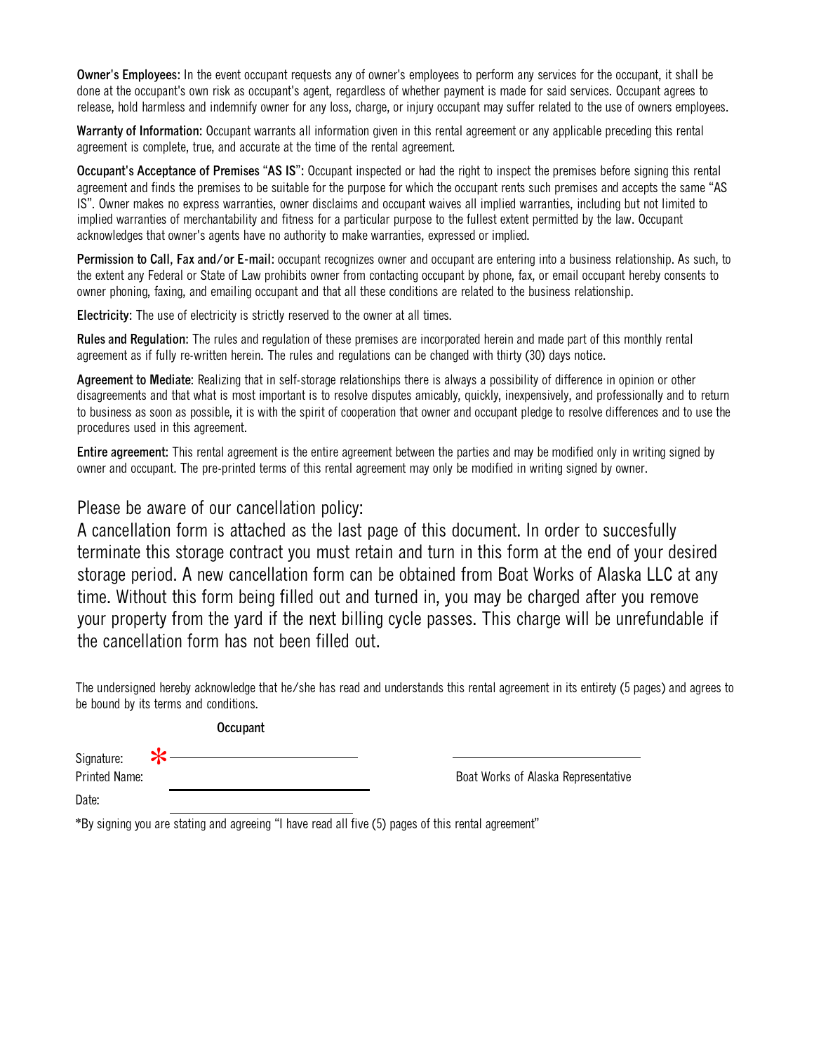**Owner's Employees:** In the event occupant requests any of owner's employees to perform any services for the occupant, it shall be done at the occupant's own risk as occupant's agent, regardless of whether payment is made for said services. Occupant agrees to release, hold harmless and indemnify owner for any loss, charge, or injury occupant may suffer related to the use of owners employees.

**Warranty of Information:** Occupant warrants all information given in this rental agreement or any applicable preceding this rental agreement is complete, true, and accurate at the time of the rental agreement.

**Occupant's Acceptance of Premises "AS IS":** Occupant inspected or had the right to inspect the premises before signing this rental agreement and finds the premises to be suitable for the purpose for which the occupant rents such premises and accepts the same "AS IS". Owner makes no express warranties, owner disclaims and occupant waives all implied warranties, including but not limited to implied warranties of merchantability and fitness for a particular purpose to the fullest extent permitted by the law. Occupant acknowledges that owner's agents have no authority to make warranties, expressed or implied.

**Permission to Call, Fax and/or E-mail:** occupant recognizes owner and occupant are entering into a business relationship. As such, to the extent any Federal or State of Law prohibits owner from contacting occupant by phone, fax, or email occupant hereby consents to owner phoning, faxing, and emailing occupant and that all these conditions are related to the business relationship.

**Electricity:** The use of electricity is strictly reserved to the owner at all times.

**Rules and Regulation:** The rules and regulation of these premises are incorporated herein and made part of this monthly rental agreement as if fully re-written herein. The rules and regulations can be changed with thirty (30) days notice.

**Agreement to Mediate**: Realizing that in self-storage relationships there is always a possibility of difference in opinion or other disagreements and that what is most important is to resolve disputes amicably, quickly, inexpensively, and professionally and to return to business as soon as possible, it is with the spirit of cooperation that owner and occupant pledge to resolve differences and to use the procedures used in this agreement.

**Entire agreement:** This rental agreement is the entire agreement between the parties and may be modified only in writing signed by owner and occupant. The pre-printed terms of this rental agreement may only be modified in writing signed by owner.

Please be aware of our cancellation policy:
A cancellation form is attached as the last page of this document. In order to succesfully terminate this storage contract you must retain and turn in this form at the end of your desired storage period. A new cancellation form can be obtained from Boat Works of Alaska LLC at any time. Without this form being filled out and turned in, you may be charged after you remove your property from the yard if the next billing cycle passes. This charge will be unrefundable if the cancellation form has not been filled out.

The undersigned hereby acknowledge that he/she has read and understands this rental agreement in its entirety (5 pages) and agrees to be bound by its terms and conditions.

**Occupant**

Signature: * ______________________ ______________________

Printed Name: ______________________ Boat Works of Alaska Representative

Date: ______________________

*By signing you are stating and agreeing "I have read all five (5) pages of this rental agreement"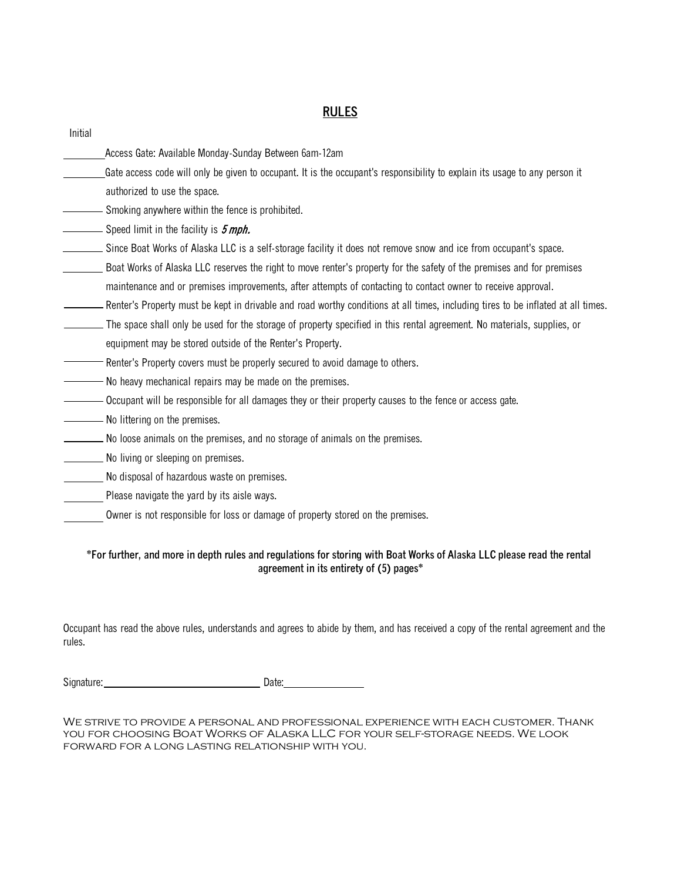## RULES

Initial

_______ Access Gate: Available Monday-Sunday Between 6am-12am

_______ Gate access code will only be given to occupant. It is the occupant's responsibility to explain its usage to any person it authorized to use the space.

_______ Smoking anywhere within the fence is prohibited.

_______ Speed limit in the facility is ***5 mph.***

_______ Since Boat Works of Alaska LLC is a self-storage facility it does not remove snow and ice from occupant's space.

_______ Boat Works of Alaska LLC reserves the right to move renter's property for the safety of the premises and for premises maintenance and or premises improvements, after attempts of contacting to contact owner to receive approval.

_______ Renter's Property must be kept in drivable and road worthy conditions at all times, including tires to be inflated at all times.

_______ The space shall only be used for the storage of property specified in this rental agreement. No materials, supplies, or equipment may be stored outside of the Renter's Property.

_______ Renter's Property covers must be properly secured to avoid damage to others.

_______ No heavy mechanical repairs may be made on the premises.

_______ Occupant will be responsible for all damages they or their property causes to the fence or access gate.

_______ No littering on the premises.

_______ No loose animals on the premises, and no storage of animals on the premises.

_______ No living or sleeping on premises.

_______ No disposal of hazardous waste on premises.

_______ Please navigate the yard by its aisle ways.

_______ Owner is not responsible for loss or damage of property stored on the premises.

**\*For further, and more in depth rules and regulations for storing with Boat Works of Alaska LLC please read the rental agreement in its entirety of (5) pages\***

Occupant has read the above rules, understands and agrees to abide by them, and has received a copy of the rental agreement and the rules.

Signature:______________________________ Date:______________

We strive to provide a personal and professional experience with each customer. Thank you for choosing Boat Works of Alaska LLC for your self-storage needs. We look forward for a long lasting relationship with you.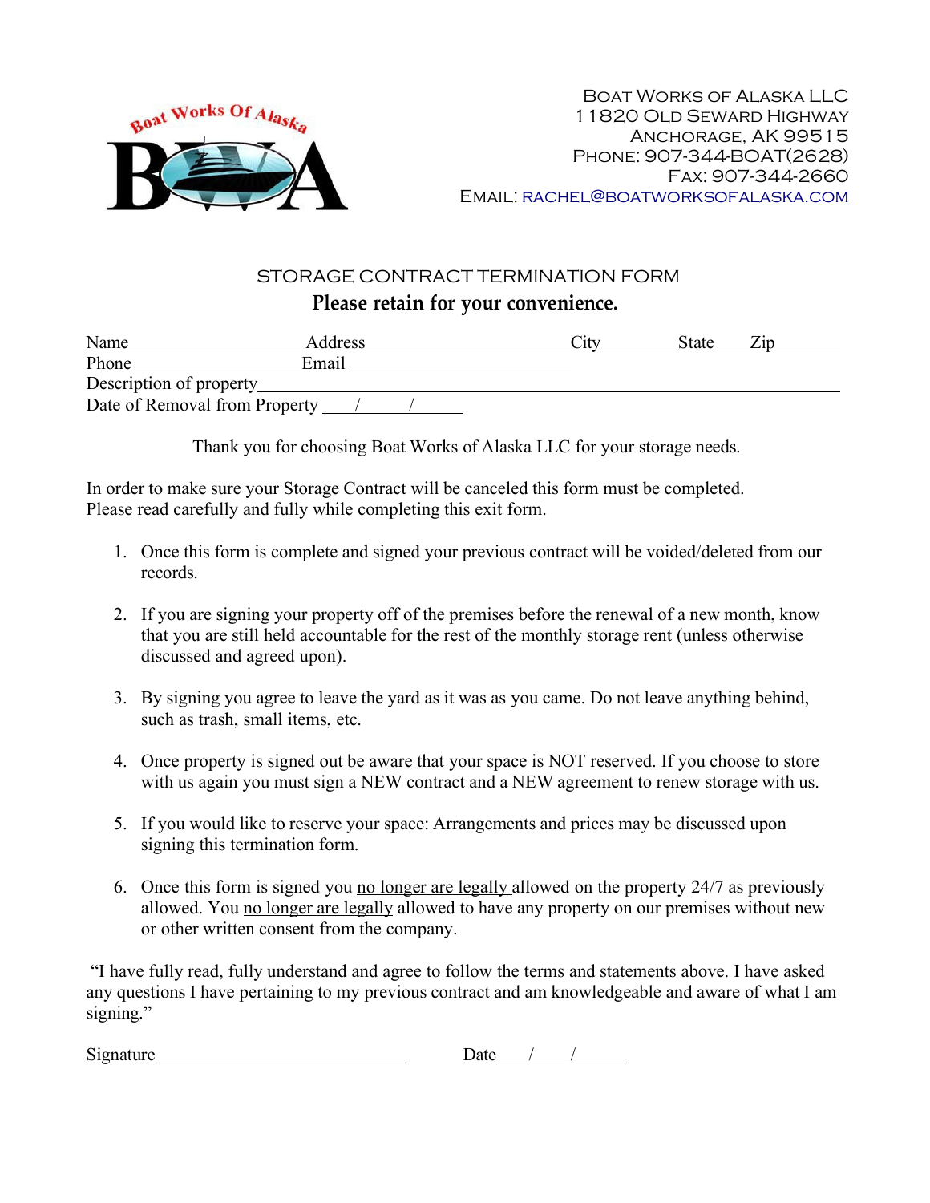Boat Works of Alaska LLC
11820 Old Seward Highway
Anchorage, AK 99515
Phone: 907-344-BOAT(2628)
Fax: 907-344-2660
Email: rachel@boatworksofalaska.com

## STORAGE CONTRACT TERMINATION FORM

**Please retain for your convenience.**

Name\_\_\_\_\_\_\_\_\_\_\_\_\_\_\_\_\_\_\_\_ Address\_\_\_\_\_\_\_\_\_\_\_\_\_\_\_\_\_\_\_\_\_\_\_\_ City\_\_\_\_\_\_\_\_\_ State\_\_\_\_ Zip\_\_\_\_\_\_\_\_
Phone\_\_\_\_\_\_\_\_\_\_\_\_\_\_\_\_\_\_\_\_ Email \_\_\_\_\_\_\_\_\_\_\_\_\_\_\_\_\_\_\_\_\_\_\_\_\_
Description of property\_\_\_\_\_\_\_\_\_\_\_\_\_\_\_\_\_\_\_\_\_\_\_\_\_\_\_\_\_\_\_\_\_\_\_\_\_\_\_\_\_\_\_\_\_\_\_\_\_\_\_\_\_\_\_\_\_\_\_\_\_\_\_\_
Date of Removal from Property \_\_\_\_/\_\_\_\_\_\_/\_\_\_\_\_\_

Thank you for choosing Boat Works of Alaska LLC for your storage needs.

In order to make sure your Storage Contract will be canceled this form must be completed.
Please read carefully and fully while completing this exit form.

1. Once this form is complete and signed your previous contract will be voided/deleted from our records.

2. If you are signing your property off of the premises before the renewal of a new month, know that you are still held accountable for the rest of the monthly storage rent (unless otherwise discussed and agreed upon).

3. By signing you agree to leave the yard as it was as you came. Do not leave anything behind, such as trash, small items, etc.

4. Once property is signed out be aware that your space is NOT reserved. If you choose to store with us again you must sign a NEW contract and a NEW agreement to renew storage with us.

5. If you would like to reserve your space: Arrangements and prices may be discussed upon signing this termination form.

6. Once this form is signed you <u>no longer are legally</u> allowed on the property 24/7 as previously allowed. You <u>no longer are legally</u> allowed to have any property on our premises without new or other written consent from the company.

"I have fully read, fully understand and agree to follow the terms and statements above. I have asked any questions I have pertaining to my previous contract and am knowledgeable and aware of what I am signing."

Signature\_\_\_\_\_\_\_\_\_\_\_\_\_\_\_\_\_\_\_\_\_\_\_\_\_\_\_\_\_\_ Date\_\_\_\_/\_\_\_\_/\_\_\_\_\_\_